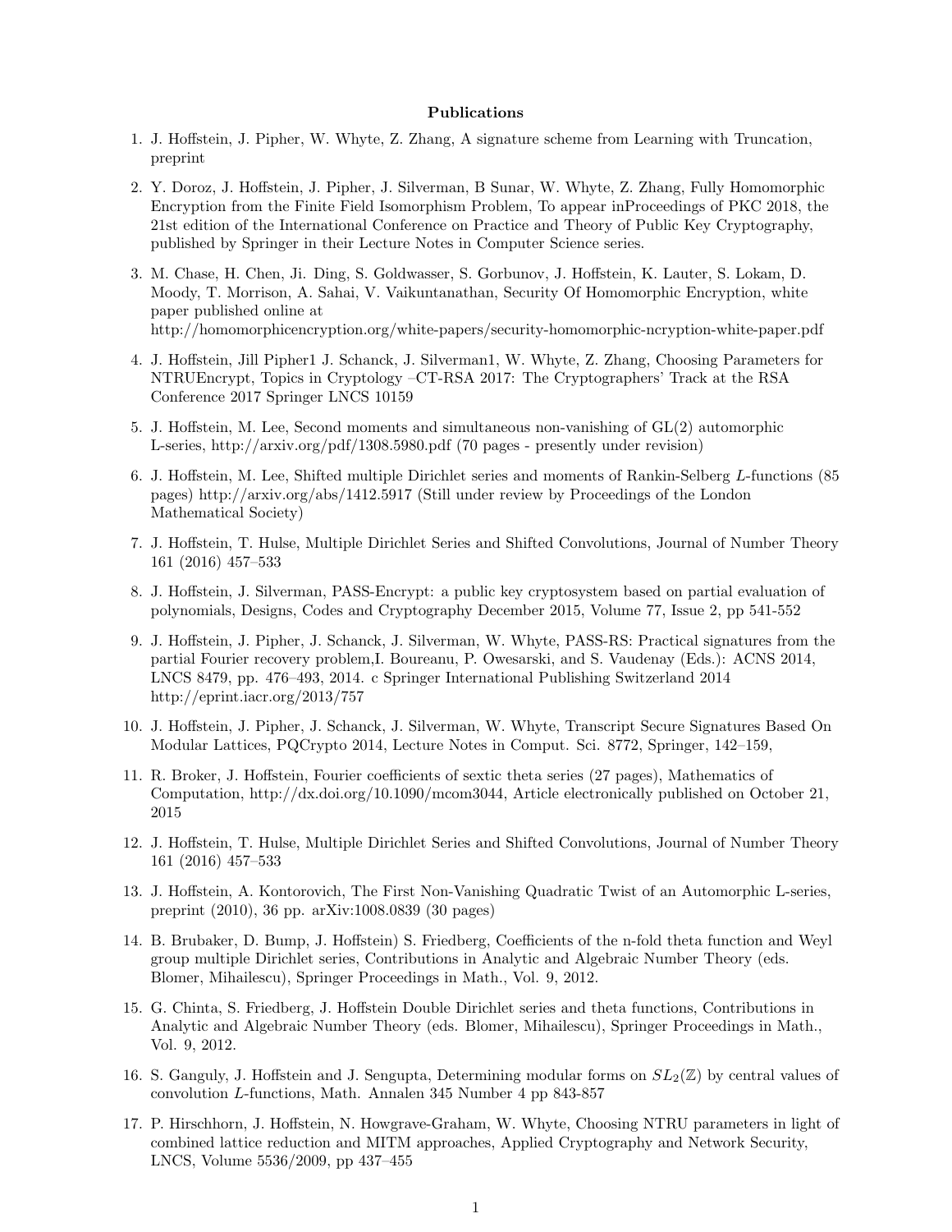## Publications

1. J. Hoffstein, J. Pipher, W. Whyte, Z. Zhang, A signature scheme from Learning with Truncation, preprint

2. Y. Doroz, J. Hoffstein, J. Pipher, J. Silverman, B Sunar, W. Whyte, Z. Zhang, Fully Homomorphic Encryption from the Finite Field Isomorphism Problem, To appear inProceedings of PKC 2018, the 21st edition of the International Conference on Practice and Theory of Public Key Cryptography, published by Springer in their Lecture Notes in Computer Science series.

3. M. Chase, H. Chen, Ji. Ding, S. Goldwasser, S. Gorbunov, J. Hoffstein, K. Lauter, S. Lokam, D. Moody, T. Morrison, A. Sahai, V. Vaikuntanathan, Security Of Homomorphic Encryption, white paper published online at http://homomorphicencryption.org/white-papers/security-homomorphic-ncryption-white-paper.pdf

4. J. Hoffstein, Jill Pipher1 J. Schanck, J. Silverman1, W. Whyte, Z. Zhang, Choosing Parameters for NTRUEncrypt, Topics in Cryptology –CT-RSA 2017: The Cryptographers' Track at the RSA Conference 2017 Springer LNCS 10159

5. J. Hoffstein, M. Lee, Second moments and simultaneous non-vanishing of GL(2) automorphic L-series, http://arxiv.org/pdf/1308.5980.pdf (70 pages - presently under revision)

6. J. Hoffstein, M. Lee, Shifted multiple Dirichlet series and moments of Rankin-Selberg $L$-functions (85 pages) http://arxiv.org/abs/1412.5917 (Still under review by Proceedings of the London Mathematical Society)

7. J. Hoffstein, T. Hulse, Multiple Dirichlet Series and Shifted Convolutions, Journal of Number Theory 161 (2016) 457–533

8. J. Hoffstein, J. Silverman, PASS-Encrypt: a public key cryptosystem based on partial evaluation of polynomials, Designs, Codes and Cryptography December 2015, Volume 77, Issue 2, pp 541-552

9. J. Hoffstein, J. Pipher, J. Schanck, J. Silverman, W. Whyte, PASS-RS: Practical signatures from the partial Fourier recovery problem,I. Boureanu, P. Owesarski, and S. Vaudenay (Eds.): ACNS 2014, LNCS 8479, pp. 476–493, 2014. c Springer International Publishing Switzerland 2014 http://eprint.iacr.org/2013/757

10. J. Hoffstein, J. Pipher, J. Schanck, J. Silverman, W. Whyte, Transcript Secure Signatures Based On Modular Lattices, PQCrypto 2014, Lecture Notes in Comput. Sci. 8772, Springer, 142–159,

11. R. Broker, J. Hoffstein, Fourier coefficients of sextic theta series (27 pages), Mathematics of Computation, http://dx.doi.org/10.1090/mcom3044, Article electronically published on October 21, 2015

12. J. Hoffstein, T. Hulse, Multiple Dirichlet Series and Shifted Convolutions, Journal of Number Theory 161 (2016) 457–533

13. J. Hoffstein, A. Kontorovich, The First Non-Vanishing Quadratic Twist of an Automorphic L-series, preprint (2010), 36 pp. arXiv:1008.0839 (30 pages)

14. B. Brubaker, D. Bump, J. Hoffstein) S. Friedberg, Coefficients of the n-fold theta function and Weyl group multiple Dirichlet series, Contributions in Analytic and Algebraic Number Theory (eds. Blomer, Mihailescu), Springer Proceedings in Math., Vol. 9, 2012.

15. G. Chinta, S. Friedberg, J. Hoffstein Double Dirichlet series and theta functions, Contributions in Analytic and Algebraic Number Theory (eds. Blomer, Mihailescu), Springer Proceedings in Math., Vol. 9, 2012.

16. S. Ganguly, J. Hoffstein and J. Sengupta, Determining modular forms on $SL_2(\mathbb{Z})$ by central values of convolution $L$-functions, Math. Annalen 345 Number 4 pp 843-857

17. P. Hirschhorn, J. Hoffstein, N. Howgrave-Graham, W. Whyte, Choosing NTRU parameters in light of combined lattice reduction and MITM approaches, Applied Cryptography and Network Security, LNCS, Volume 5536/2009, pp 437–455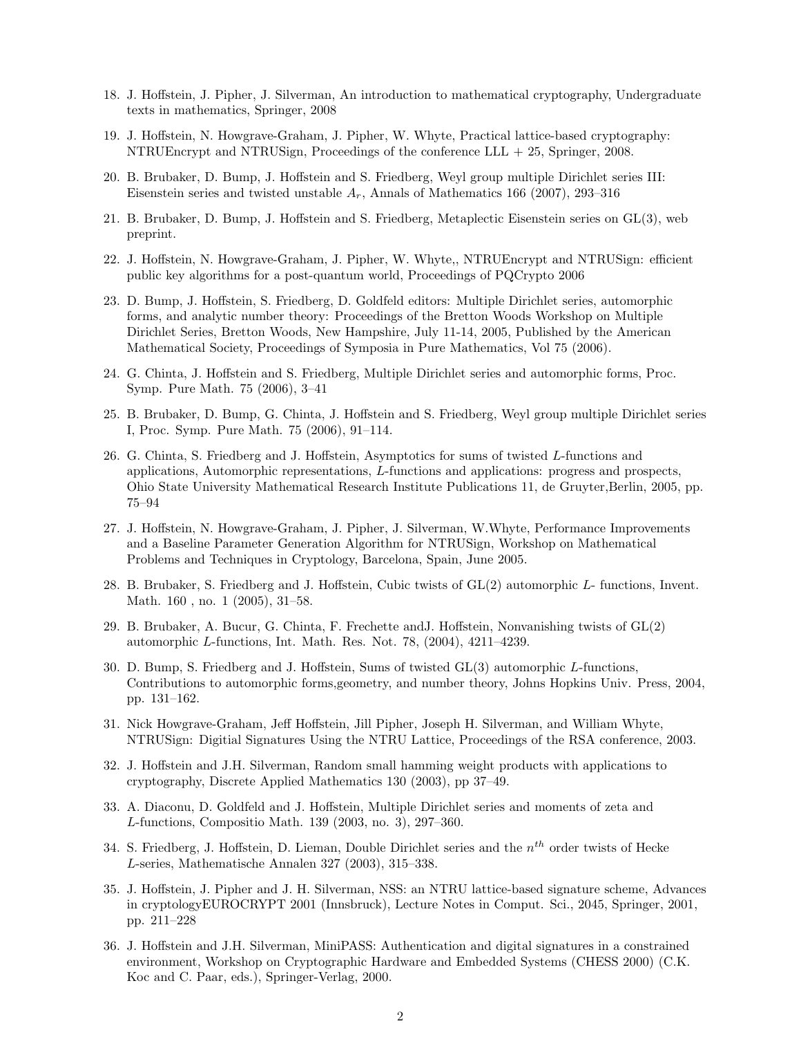18. J. Hoffstein, J. Pipher, J. Silverman, An introduction to mathematical cryptography, Undergraduate texts in mathematics, Springer, 2008

19. J. Hoffstein, N. Howgrave-Graham, J. Pipher, W. Whyte, Practical lattice-based cryptography: NTRUEncrypt and NTRUSign, Proceedings of the conference LLL + 25, Springer, 2008.

20. B. Brubaker, D. Bump, J. Hoffstein and S. Friedberg, Weyl group multiple Dirichlet series III: Eisenstein series and twisted unstable $A_r$, Annals of Mathematics 166 (2007), 293–316

21. B. Brubaker, D. Bump, J. Hoffstein and S. Friedberg, Metaplectic Eisenstein series on GL(3), web preprint.

22. J. Hoffstein, N. Howgrave-Graham, J. Pipher, W. Whyte,, NTRUEncrypt and NTRUSign: efficient public key algorithms for a post-quantum world, Proceedings of PQCrypto 2006

23. D. Bump, J. Hoffstein, S. Friedberg, D. Goldfeld editors: Multiple Dirichlet series, automorphic forms, and analytic number theory: Proceedings of the Bretton Woods Workshop on Multiple Dirichlet Series, Bretton Woods, New Hampshire, July 11-14, 2005, Published by the American Mathematical Society, Proceedings of Symposia in Pure Mathematics, Vol 75 (2006).

24. G. Chinta, J. Hoffstein and S. Friedberg, Multiple Dirichlet series and automorphic forms, Proc. Symp. Pure Math. 75 (2006), 3–41

25. B. Brubaker, D. Bump, G. Chinta, J. Hoffstein and S. Friedberg, Weyl group multiple Dirichlet series I, Proc. Symp. Pure Math. 75 (2006), 91–114.

26. G. Chinta, S. Friedberg and J. Hoffstein, Asymptotics for sums of twisted $L$-functions and applications, Automorphic representations, $L$-functions and applications: progress and prospects, Ohio State University Mathematical Research Institute Publications 11, de Gruyter,Berlin, 2005, pp. 75–94

27. J. Hoffstein, N. Howgrave-Graham, J. Pipher, J. Silverman, W.Whyte, Performance Improvements and a Baseline Parameter Generation Algorithm for NTRUSign, Workshop on Mathematical Problems and Techniques in Cryptology, Barcelona, Spain, June 2005.

28. B. Brubaker, S. Friedberg and J. Hoffstein, Cubic twists of GL(2) automorphic $L$- functions, Invent. Math. 160 , no. 1 (2005), 31–58.

29. B. Brubaker, A. Bucur, G. Chinta, F. Frechette andJ. Hoffstein, Nonvanishing twists of GL(2) automorphic $L$-functions, Int. Math. Res. Not. 78, (2004), 4211–4239.

30. D. Bump, S. Friedberg and J. Hoffstein, Sums of twisted GL(3) automorphic $L$-functions, Contributions to automorphic forms,geometry, and number theory, Johns Hopkins Univ. Press, 2004, pp. 131–162.

31. Nick Howgrave-Graham, Jeff Hoffstein, Jill Pipher, Joseph H. Silverman, and William Whyte, NTRUSign: Digitial Signatures Using the NTRU Lattice, Proceedings of the RSA conference, 2003.

32. J. Hoffstein and J.H. Silverman, Random small hamming weight products with applications to cryptography, Discrete Applied Mathematics 130 (2003), pp 37–49.

33. A. Diaconu, D. Goldfeld and J. Hoffstein, Multiple Dirichlet series and moments of zeta and $L$-functions, Compositio Math. 139 (2003, no. 3), 297–360.

34. S. Friedberg, J. Hoffstein, D. Lieman, Double Dirichlet series and the $n^{th}$ order twists of Hecke $L$-series, Mathematische Annalen 327 (2003), 315–338.

35. J. Hoffstein, J. Pipher and J. H. Silverman, NSS: an NTRU lattice-based signature scheme, Advances in cryptologyEUROCRYPT 2001 (Innsbruck), Lecture Notes in Comput. Sci., 2045, Springer, 2001, pp. 211–228

36. J. Hoffstein and J.H. Silverman, MiniPASS: Authentication and digital signatures in a constrained environment, Workshop on Cryptographic Hardware and Embedded Systems (CHESS 2000) (C.K. Koc and C. Paar, eds.), Springer-Verlag, 2000.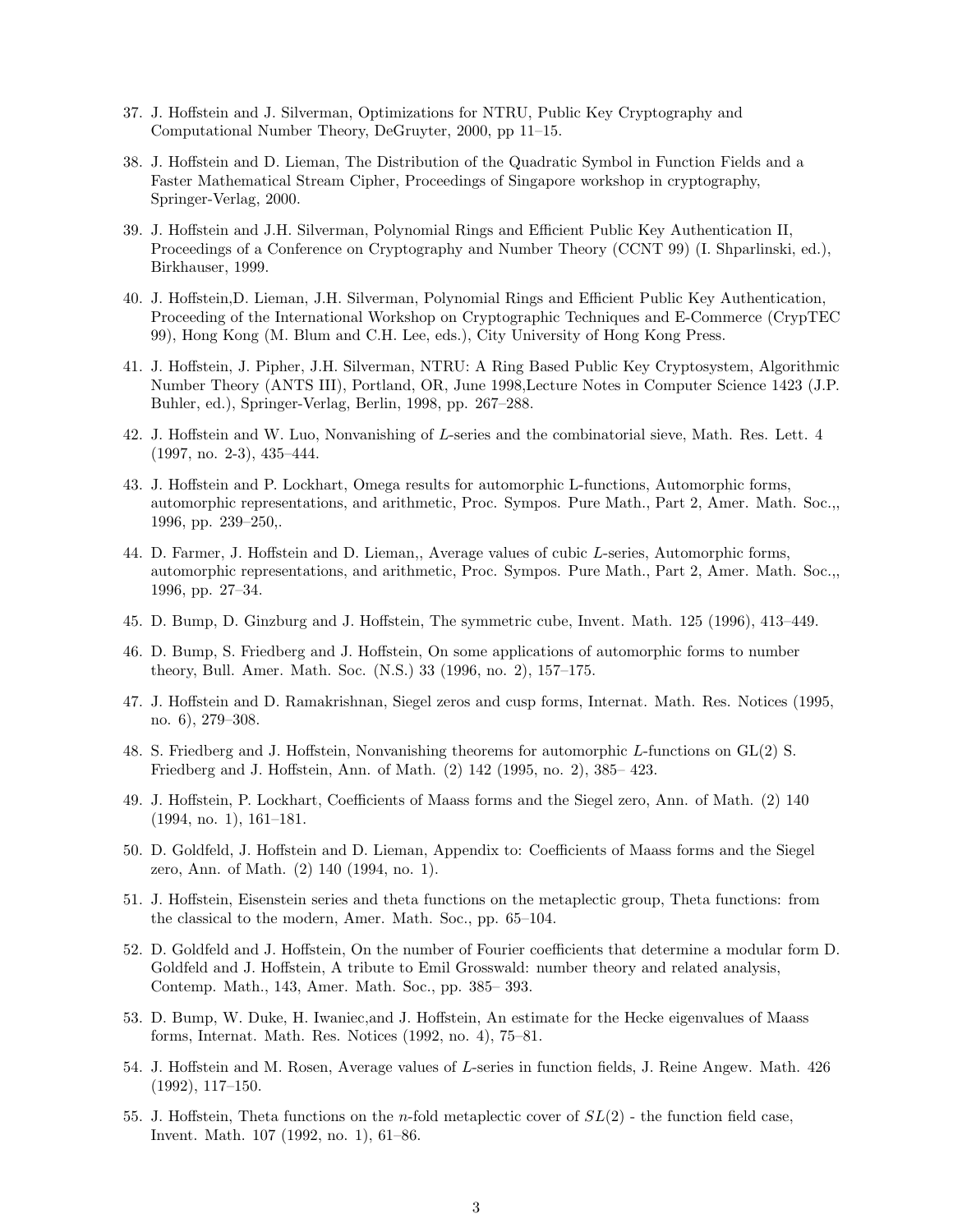37. J. Hoffstein and J. Silverman, Optimizations for NTRU, Public Key Cryptography and Computational Number Theory, DeGruyter, 2000, pp 11–15.
38. J. Hoffstein and D. Lieman, The Distribution of the Quadratic Symbol in Function Fields and a Faster Mathematical Stream Cipher, Proceedings of Singapore workshop in cryptography, Springer-Verlag, 2000.
39. J. Hoffstein and J.H. Silverman, Polynomial Rings and Efficient Public Key Authentication II, Proceedings of a Conference on Cryptography and Number Theory (CCNT 99) (I. Shparlinski, ed.), Birkhauser, 1999.
40. J. Hoffstein,D. Lieman, J.H. Silverman, Polynomial Rings and Efficient Public Key Authentication, Proceeding of the International Workshop on Cryptographic Techniques and E-Commerce (CrypTEC 99), Hong Kong (M. Blum and C.H. Lee, eds.), City University of Hong Kong Press.
41. J. Hoffstein, J. Pipher, J.H. Silverman, NTRU: A Ring Based Public Key Cryptosystem, Algorithmic Number Theory (ANTS III), Portland, OR, June 1998,Lecture Notes in Computer Science 1423 (J.P. Buhler, ed.), Springer-Verlag, Berlin, 1998, pp. 267–288.
42. J. Hoffstein and W. Luo, Nonvanishing of *L*-series and the combinatorial sieve, Math. Res. Lett. 4 (1997, no. 2-3), 435–444.
43. J. Hoffstein and P. Lockhart, Omega results for automorphic L-functions, Automorphic forms, automorphic representations, and arithmetic, Proc. Sympos. Pure Math., Part 2, Amer. Math. Soc.,, 1996, pp. 239–250,.
44. D. Farmer, J. Hoffstein and D. Lieman,, Average values of cubic *L*-series, Automorphic forms, automorphic representations, and arithmetic, Proc. Sympos. Pure Math., Part 2, Amer. Math. Soc.,, 1996, pp. 27–34.
45. D. Bump, D. Ginzburg and J. Hoffstein, The symmetric cube, Invent. Math. 125 (1996), 413–449.
46. D. Bump, S. Friedberg and J. Hoffstein, On some applications of automorphic forms to number theory, Bull. Amer. Math. Soc. (N.S.) 33 (1996, no. 2), 157–175.
47. J. Hoffstein and D. Ramakrishnan, Siegel zeros and cusp forms, Internat. Math. Res. Notices (1995, no. 6), 279–308.
48. S. Friedberg and J. Hoffstein, Nonvanishing theorems for automorphic *L*-functions on GL(2) S. Friedberg and J. Hoffstein, Ann. of Math. (2) 142 (1995, no. 2), 385– 423.
49. J. Hoffstein, P. Lockhart, Coefficients of Maass forms and the Siegel zero, Ann. of Math. (2) 140 (1994, no. 1), 161–181.
50. D. Goldfeld, J. Hoffstein and D. Lieman, Appendix to: Coefficients of Maass forms and the Siegel zero, Ann. of Math. (2) 140 (1994, no. 1).
51. J. Hoffstein, Eisenstein series and theta functions on the metaplectic group, Theta functions: from the classical to the modern, Amer. Math. Soc., pp. 65–104.
52. D. Goldfeld and J. Hoffstein, On the number of Fourier coefficients that determine a modular form D. Goldfeld and J. Hoffstein, A tribute to Emil Grosswald: number theory and related analysis, Contemp. Math., 143, Amer. Math. Soc., pp. 385– 393.
53. D. Bump, W. Duke, H. Iwaniec,and J. Hoffstein, An estimate for the Hecke eigenvalues of Maass forms, Internat. Math. Res. Notices (1992, no. 4), 75–81.
54. J. Hoffstein and M. Rosen, Average values of *L*-series in function fields, J. Reine Angew. Math. 426 (1992), 117–150.
55. J. Hoffstein, Theta functions on the $n$-fold metaplectic cover of $SL(2)$ - the function field case, Invent. Math. 107 (1992, no. 1), 61–86.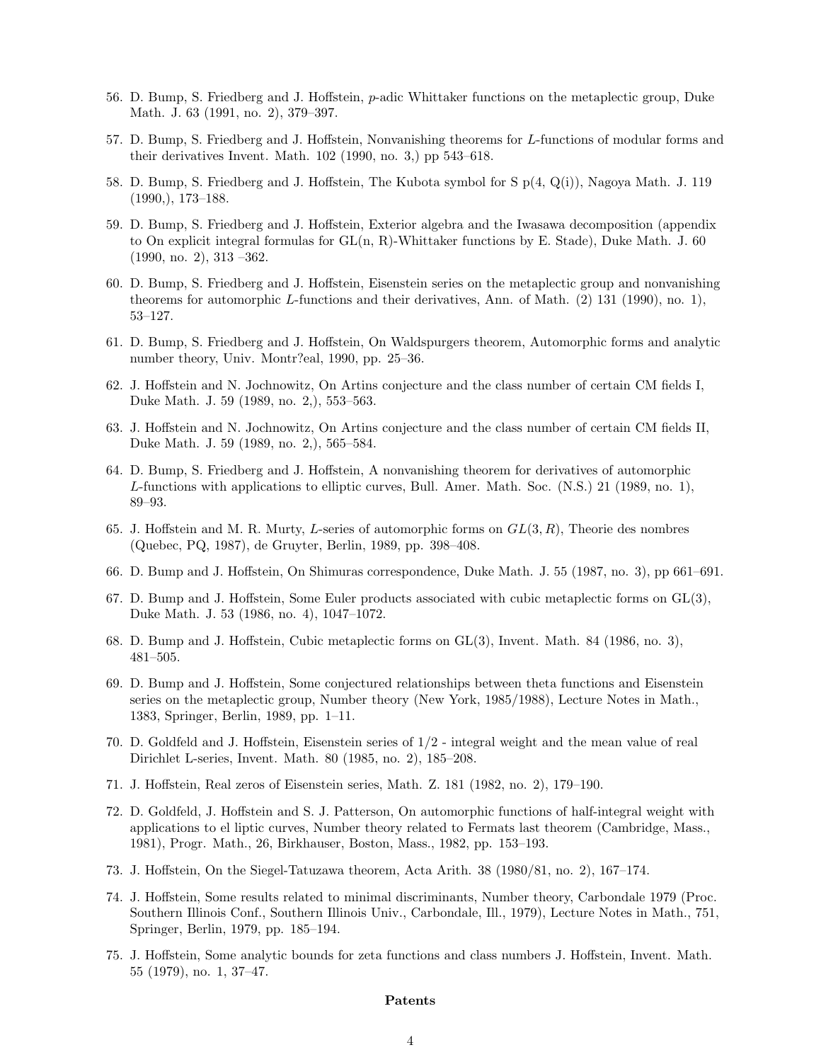56. D. Bump, S. Friedberg and J. Hoffstein, $p$-adic Whittaker functions on the metaplectic group, Duke Math. J. 63 (1991, no. 2), 379–397.

57. D. Bump, S. Friedberg and J. Hoffstein, Nonvanishing theorems for $L$-functions of modular forms and their derivatives Invent. Math. 102 (1990, no. 3,) pp 543–618.

58. D. Bump, S. Friedberg and J. Hoffstein, The Kubota symbol for S p(4, Q(i)), Nagoya Math. J. 119 (1990,), 173–188.

59. D. Bump, S. Friedberg and J. Hoffstein, Exterior algebra and the Iwasawa decomposition (appendix to On explicit integral formulas for GL(n, R)-Whittaker functions by E. Stade), Duke Math. J. 60 (1990, no. 2), 313 –362.

60. D. Bump, S. Friedberg and J. Hoffstein, Eisenstein series on the metaplectic group and nonvanishing theorems for automorphic $L$-functions and their derivatives, Ann. of Math. (2) 131 (1990), no. 1), 53–127.

61. D. Bump, S. Friedberg and J. Hoffstein, On Waldspurgers theorem, Automorphic forms and analytic number theory, Univ. Montr?eal, 1990, pp. 25–36.

62. J. Hoffstein and N. Jochnowitz, On Artins conjecture and the class number of certain CM fields I, Duke Math. J. 59 (1989, no. 2,), 553–563.

63. J. Hoffstein and N. Jochnowitz, On Artins conjecture and the class number of certain CM fields II, Duke Math. J. 59 (1989, no. 2,), 565–584.

64. D. Bump, S. Friedberg and J. Hoffstein, A nonvanishing theorem for derivatives of automorphic $L$-functions with applications to elliptic curves, Bull. Amer. Math. Soc. (N.S.) 21 (1989, no. 1), 89–93.

65. J. Hoffstein and M. R. Murty, $L$-series of automorphic forms on $GL(3, R)$, Theorie des nombres (Quebec, PQ, 1987), de Gruyter, Berlin, 1989, pp. 398–408.

66. D. Bump and J. Hoffstein, On Shimuras correspondence, Duke Math. J. 55 (1987, no. 3), pp 661–691.

67. D. Bump and J. Hoffstein, Some Euler products associated with cubic metaplectic forms on GL(3), Duke Math. J. 53 (1986, no. 4), 1047–1072.

68. D. Bump and J. Hoffstein, Cubic metaplectic forms on GL(3), Invent. Math. 84 (1986, no. 3), 481–505.

69. D. Bump and J. Hoffstein, Some conjectured relationships between theta functions and Eisenstein series on the metaplectic group, Number theory (New York, 1985/1988), Lecture Notes in Math., 1383, Springer, Berlin, 1989, pp. 1–11.

70. D. Goldfeld and J. Hoffstein, Eisenstein series of 1/2 - integral weight and the mean value of real Dirichlet L-series, Invent. Math. 80 (1985, no. 2), 185–208.

71. J. Hoffstein, Real zeros of Eisenstein series, Math. Z. 181 (1982, no. 2), 179–190.

72. D. Goldfeld, J. Hoffstein and S. J. Patterson, On automorphic functions of half-integral weight with applications to el liptic curves, Number theory related to Fermats last theorem (Cambridge, Mass., 1981), Progr. Math., 26, Birkhauser, Boston, Mass., 1982, pp. 153–193.

73. J. Hoffstein, On the Siegel-Tatuzawa theorem, Acta Arith. 38 (1980/81, no. 2), 167–174.

74. J. Hoffstein, Some results related to minimal discriminants, Number theory, Carbondale 1979 (Proc. Southern Illinois Conf., Southern Illinois Univ., Carbondale, Ill., 1979), Lecture Notes in Math., 751, Springer, Berlin, 1979, pp. 185–194.

75. J. Hoffstein, Some analytic bounds for zeta functions and class numbers J. Hoffstein, Invent. Math. 55 (1979), no. 1, 37–47.

## Patents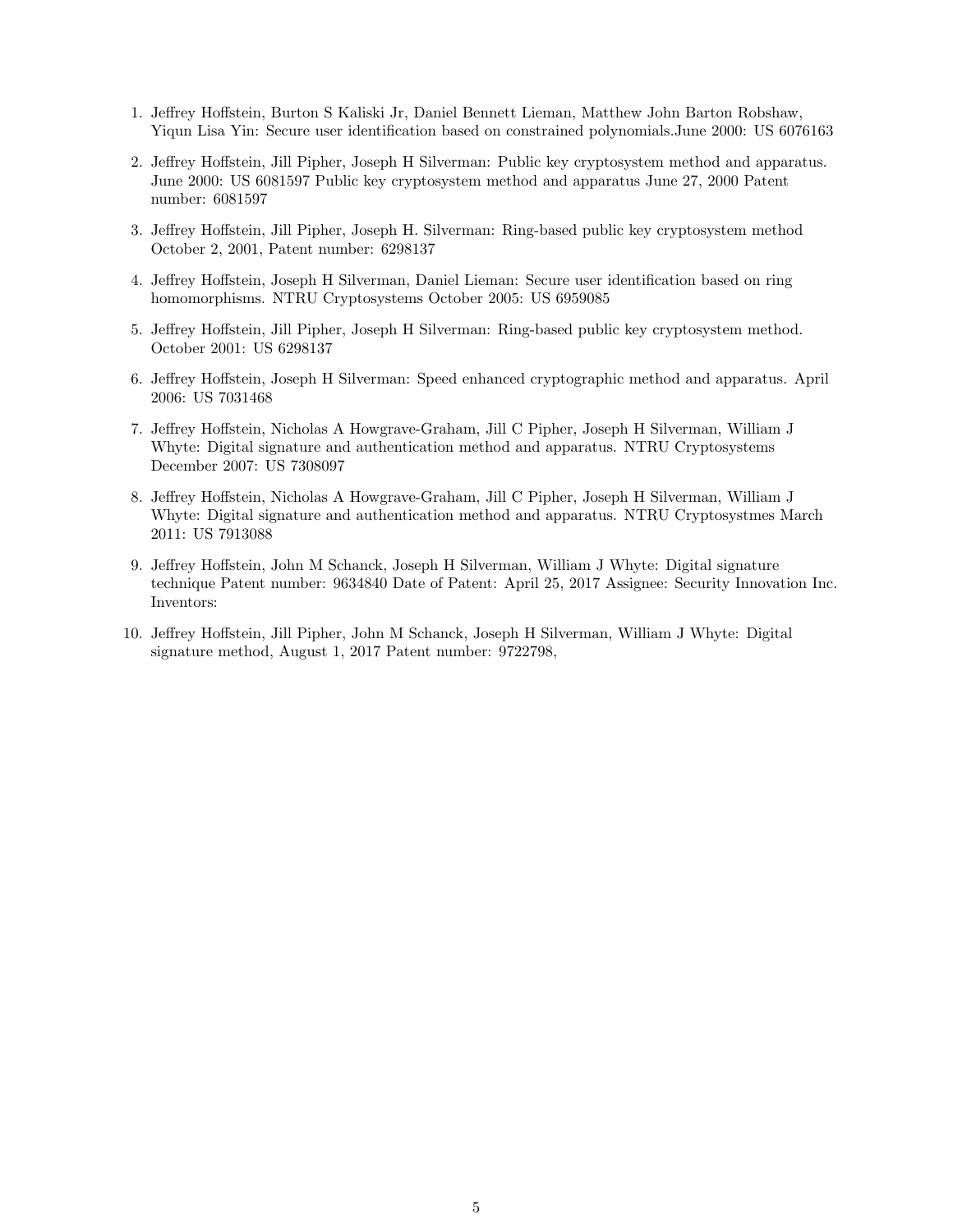1. Jeffrey Hoffstein, Burton S Kaliski Jr, Daniel Bennett Lieman, Matthew John Barton Robshaw, Yiqun Lisa Yin: Secure user identification based on constrained polynomials.June 2000: US 6076163

2. Jeffrey Hoffstein, Jill Pipher, Joseph H Silverman: Public key cryptosystem method and apparatus. June 2000: US 6081597 Public key cryptosystem method and apparatus June 27, 2000 Patent number: 6081597

3. Jeffrey Hoffstein, Jill Pipher, Joseph H. Silverman: Ring-based public key cryptosystem method October 2, 2001, Patent number: 6298137

4. Jeffrey Hoffstein, Joseph H Silverman, Daniel Lieman: Secure user identification based on ring homomorphisms. NTRU Cryptosystems October 2005: US 6959085

5. Jeffrey Hoffstein, Jill Pipher, Joseph H Silverman: Ring-based public key cryptosystem method. October 2001: US 6298137

6. Jeffrey Hoffstein, Joseph H Silverman: Speed enhanced cryptographic method and apparatus. April 2006: US 7031468

7. Jeffrey Hoffstein, Nicholas A Howgrave-Graham, Jill C Pipher, Joseph H Silverman, William J Whyte: Digital signature and authentication method and apparatus. NTRU Cryptosystems December 2007: US 7308097

8. Jeffrey Hoffstein, Nicholas A Howgrave-Graham, Jill C Pipher, Joseph H Silverman, William J Whyte: Digital signature and authentication method and apparatus. NTRU Cryptosystmes March 2011: US 7913088

9. Jeffrey Hoffstein, John M Schanck, Joseph H Silverman, William J Whyte: Digital signature technique Patent number: 9634840 Date of Patent: April 25, 2017 Assignee: Security Innovation Inc. Inventors:

10. Jeffrey Hoffstein, Jill Pipher, John M Schanck, Joseph H Silverman, William J Whyte: Digital signature method, August 1, 2017 Patent number: 9722798,